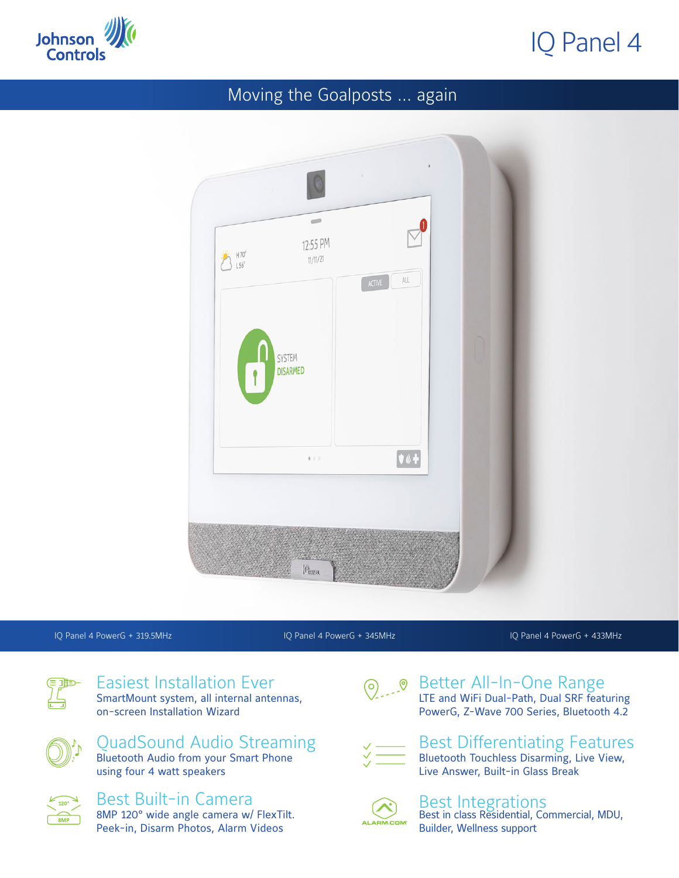Johnson Controls

# IQ Panel 4

## Moving the Goalposts ... again

IQ Panel 4 PowerG + 319.5MHz

IQ Panel 4 PowerG + 345MHz

IQ Panel 4 PowerG + 433MHz

### Easiest Installation Ever
SmartMount system, all internal antennas, on-screen Installation Wizard

### QuadSound Audio Streaming
Bluetooth Audio from your Smart Phone using four 4 watt speakers

### Best Built-in Camera
8MP 120° wide angle camera w/ FlexTilt. Peek-in, Disarm Photos, Alarm Videos

### Better All-In-One Range
LTE and WiFi Dual-Path, Dual SRF featuring PowerG, Z-Wave 700 Series, Bluetooth 4.2

### Best Differentiating Features
Bluetooth Touchless Disarming, Live View, Live Answer, Built-in Glass Break

### Best Integrations
Best in class Residential, Commercial, MDU, Builder, Wellness support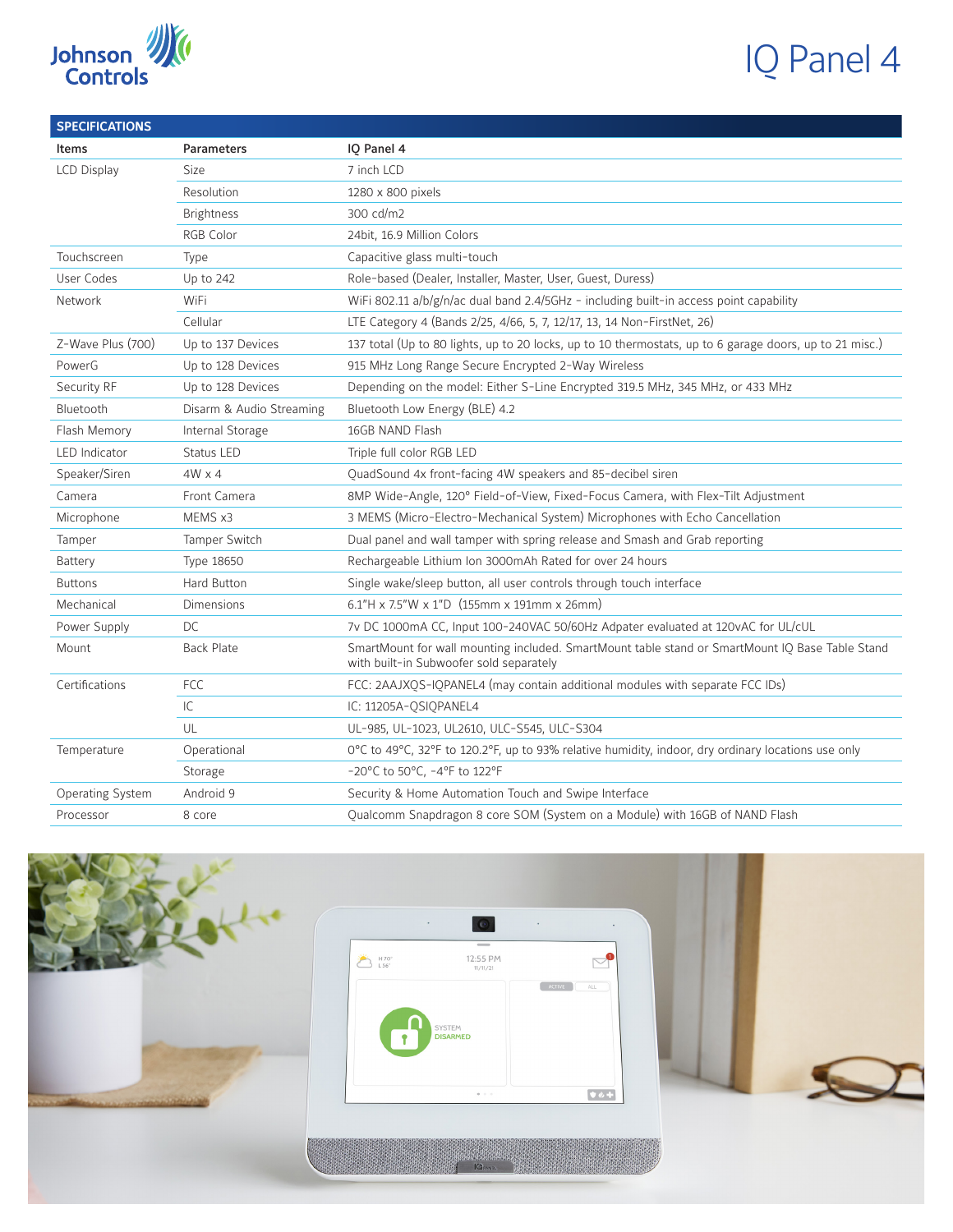# IQ Panel 4

## SPECIFICATIONS

| Items | Parameters | IQ Panel 4 |
|---|---|---|
| LCD Display | Size | 7 inch LCD |
| | Resolution | 1280 x 800 pixels |
| | Brightness | 300 cd/m2 |
| | RGB Color | 24bit, 16.9 Million Colors |
| Touchscreen | Type | Capacitive glass multi-touch |
| User Codes | Up to 242 | Role-based (Dealer, Installer, Master, User, Guest, Duress) |
| Network | WiFi | WiFi 802.11 a/b/g/n/ac dual band 2.4/5GHz - including built-in access point capability |
| | Cellular | LTE Category 4 (Bands 2/25, 4/66, 5, 7, 12/17, 13, 14 Non-FirstNet, 26) |
| Z-Wave Plus (700) | Up to 137 Devices | 137 total (Up to 80 lights, up to 20 locks, up to 10 thermostats, up to 6 garage doors, up to 21 misc.) |
| PowerG | Up to 128 Devices | 915 MHz Long Range Secure Encrypted 2-Way Wireless |
| Security RF | Up to 128 Devices | Depending on the model: Either S-Line Encrypted 319.5 MHz, 345 MHz, or 433 MHz |
| Bluetooth | Disarm & Audio Streaming | Bluetooth Low Energy (BLE) 4.2 |
| Flash Memory | Internal Storage | 16GB NAND Flash |
| LED Indicator | Status LED | Triple full color RGB LED |
| Speaker/Siren | 4W x 4 | QuadSound 4x front-facing 4W speakers and 85-decibel siren |
| Camera | Front Camera | 8MP Wide-Angle, 120° Field-of-View, Fixed-Focus Camera, with Flex-Tilt Adjustment |
| Microphone | MEMS x3 | 3 MEMS (Micro-Electro-Mechanical System) Microphones with Echo Cancellation |
| Tamper | Tamper Switch | Dual panel and wall tamper with spring release and Smash and Grab reporting |
| Battery | Type 18650 | Rechargeable Lithium Ion 3000mAh Rated for over 24 hours |
| Buttons | Hard Button | Single wake/sleep button, all user controls through touch interface |
| Mechanical | Dimensions | 6.1"H x 7.5"W x 1"D (155mm x 191mm x 26mm) |
| Power Supply | DC | 7v DC 1000mA CC, Input 100-240VAC 50/60Hz Adapater evaluated at 120vAC for UL/cUL |
| Mount | Back Plate | SmartMount for wall mounting included. SmartMount table stand or SmartMount IQ Base Table Stand with built-in Subwoofer sold separately |
| Certifications | FCC | FCC: 2AAJXQS-IQPANEL4 (may contain additional modules with separate FCC IDs) |
| | IC | IC: 11205A-QSIQPANEL4 |
| | UL | UL-985, UL-1023, UL2610, ULC-S545, ULC-S304 |
| Temperature | Operational | 0°C to 49°C, 32°F to 120.2°F, up to 93% relative humidity, indoor, dry ordinary locations use only |
| | Storage | -20°C to 50°C, -4°F to 122°F |
| Operating System | Android 9 | Security & Home Automation Touch and Swipe Interface |
| Processor | 8 core | Qualcomm Snapdragon 8 core SOM (System on a Module) with 16GB of NAND Flash |